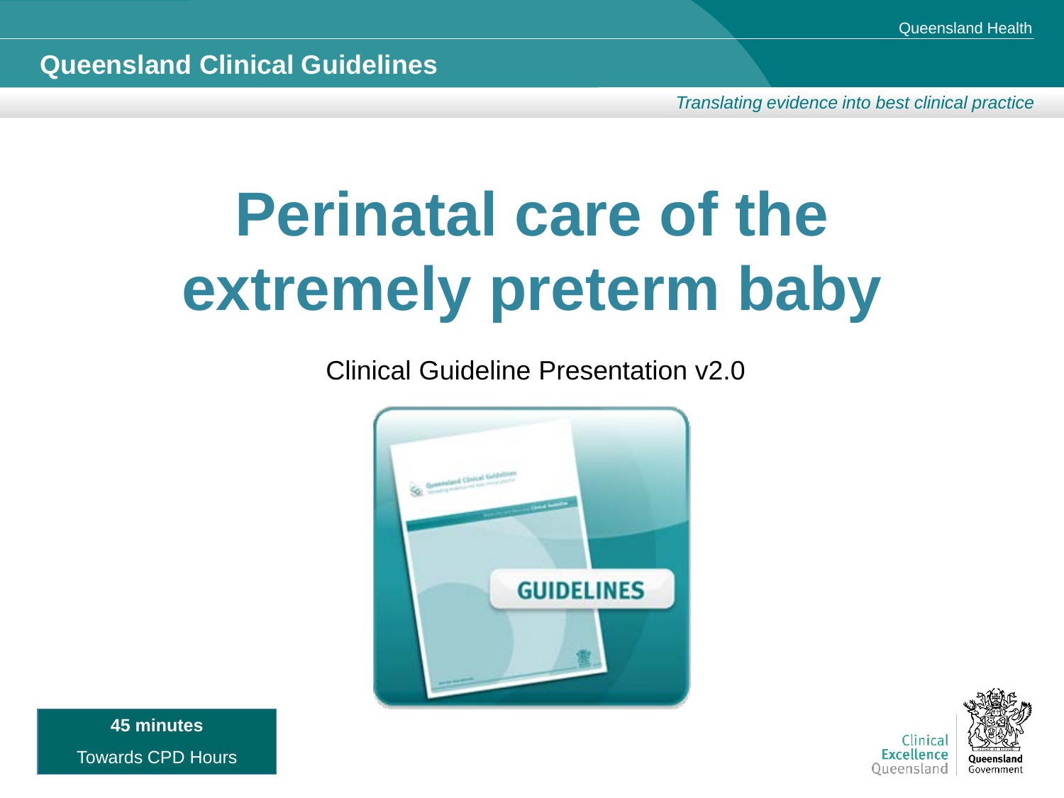Queensland Clinical Guidelines

*Translating evidence into best clinical practice*

# Perinatal care of the extremely preterm baby

Clinical Guideline Presentation v2.0

**45 minutes**

Towards CPD Hours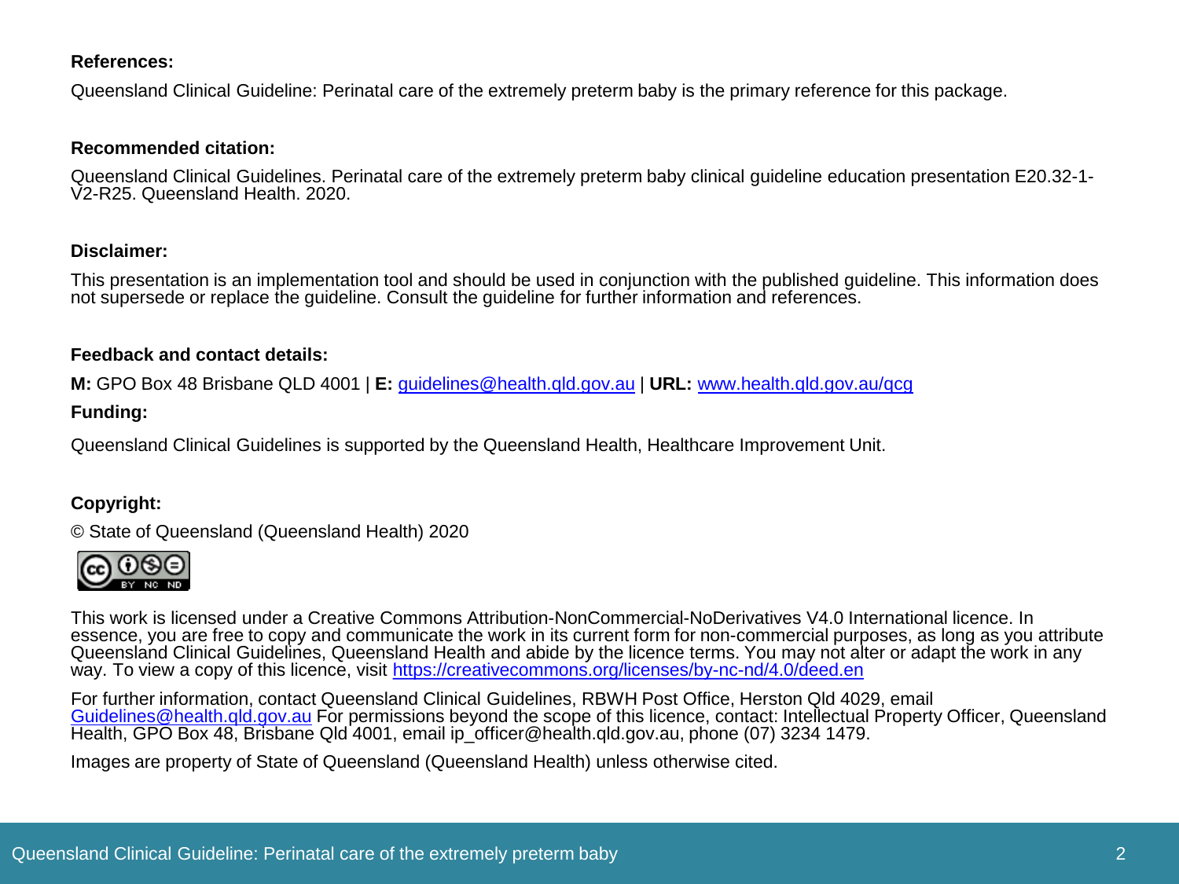**References:**

Queensland Clinical Guideline: Perinatal care of the extremely preterm baby is the primary reference for this package.

**Recommended citation:**

Queensland Clinical Guidelines. Perinatal care of the extremely preterm baby clinical guideline education presentation E20.32-1-V2-R25. Queensland Health. 2020.

**Disclaimer:**

This presentation is an implementation tool and should be used in conjunction with the published guideline. This information does not supersede or replace the guideline. Consult the guideline for further information and references.

**Feedback and contact details:**

**M:** GPO Box 48 Brisbane QLD 4001 | **E:** guidelines@health.qld.gov.au | **URL:** www.health.qld.gov.au/qcg

**Funding:**

Queensland Clinical Guidelines is supported by the Queensland Health, Healthcare Improvement Unit.

**Copyright:**

© State of Queensland (Queensland Health) 2020

This work is licensed under a Creative Commons Attribution-NonCommercial-NoDerivatives V4.0 International licence. In essence, you are free to copy and communicate the work in its current form for non-commercial purposes, as long as you attribute Queensland Clinical Guidelines, Queensland Health and abide by the licence terms. You may not alter or adapt the work in any way. To view a copy of this licence, visit https://creativecommons.org/licenses/by-nc-nd/4.0/deed.en

For further information, contact Queensland Clinical Guidelines, RBWH Post Office, Herston Qld 4029, email Guidelines@health.qld.gov.au For permissions beyond the scope of this licence, contact: Intellectual Property Officer, Queensland Health, GPO Box 48, Brisbane Qld 4001, email ip_officer@health.qld.gov.au, phone (07) 3234 1479.

Images are property of State of Queensland (Queensland Health) unless otherwise cited.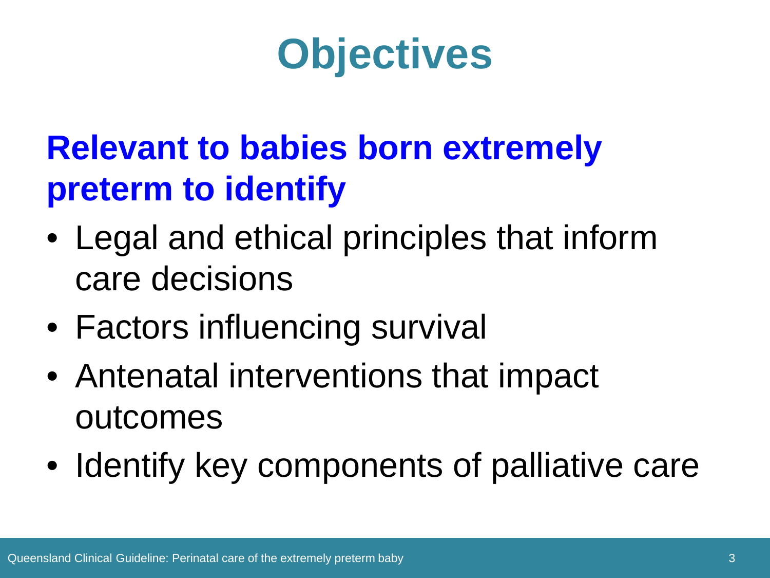# Objectives

**Relevant to babies born extremely preterm to identify**

- Legal and ethical principles that inform care decisions
- Factors influencing survival
- Antenatal interventions that impact outcomes
- Identify key components of palliative care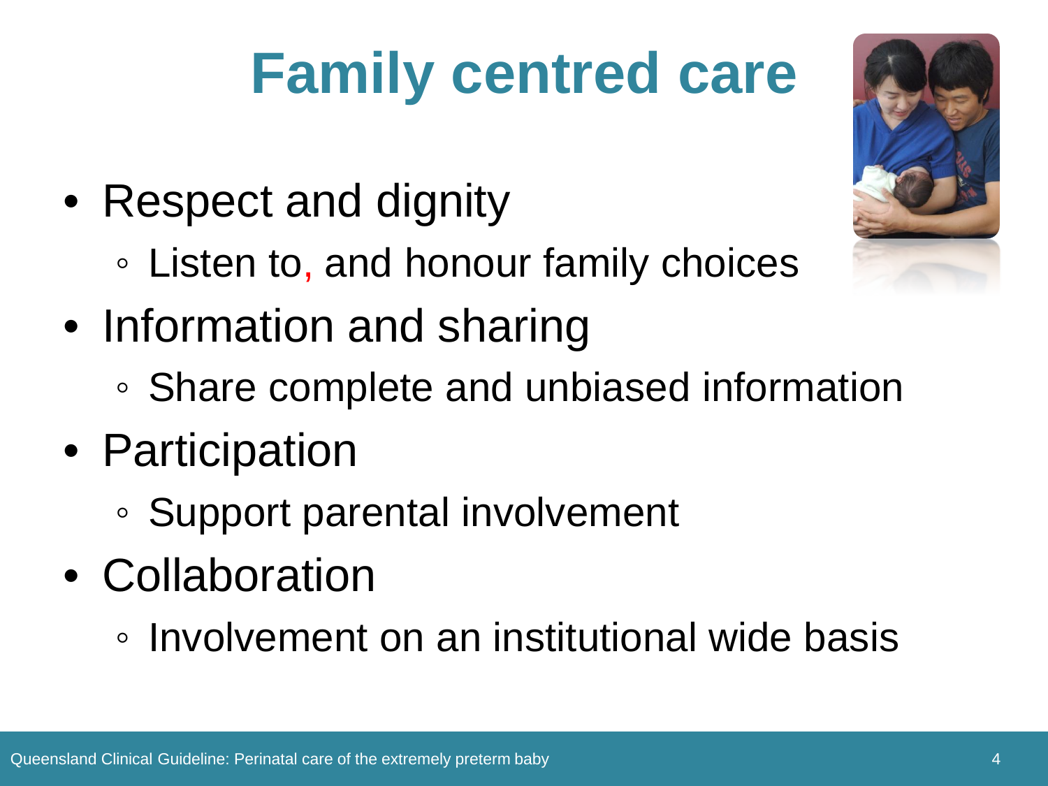# Family centred care

- Respect and dignity
  - Listen to, and honour family choices
- Information and sharing
  - Share complete and unbiased information
- Participation
  - Support parental involvement
- Collaboration
  - Involvement on an institutional wide basis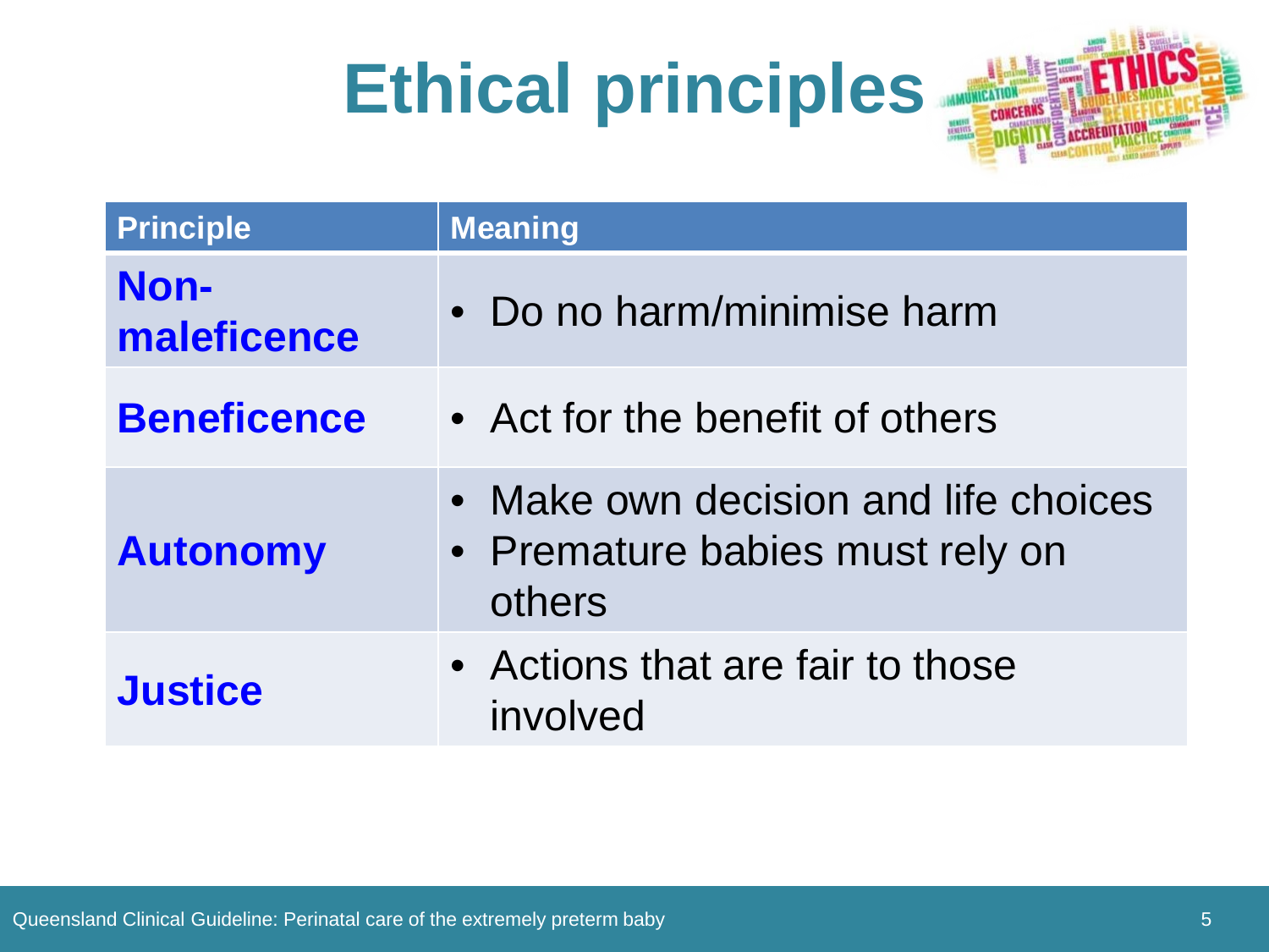# Ethical principles

| Principle | Meaning |
| --- | --- |
| **Non-maleficence** | • Do no harm/minimise harm |
| **Beneficence** | • Act for the benefit of others |
| **Autonomy** | • Make own decision and life choices<br>• Premature babies must rely on others |
| **Justice** | • Actions that are fair to those involved |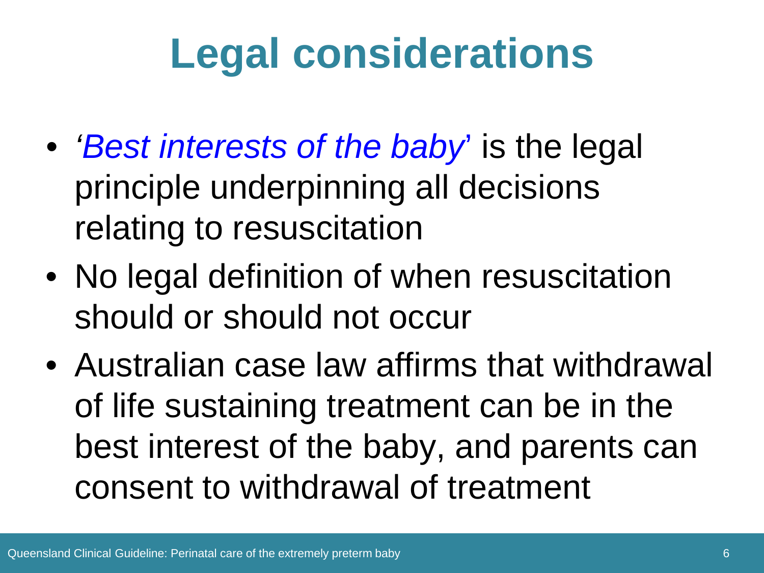# Legal considerations

- '*Best interests of the baby*' is the legal principle underpinning all decisions relating to resuscitation
- No legal definition of when resuscitation should or should not occur
- Australian case law affirms that withdrawal of life sustaining treatment can be in the best interest of the baby, and parents can consent to withdrawal of treatment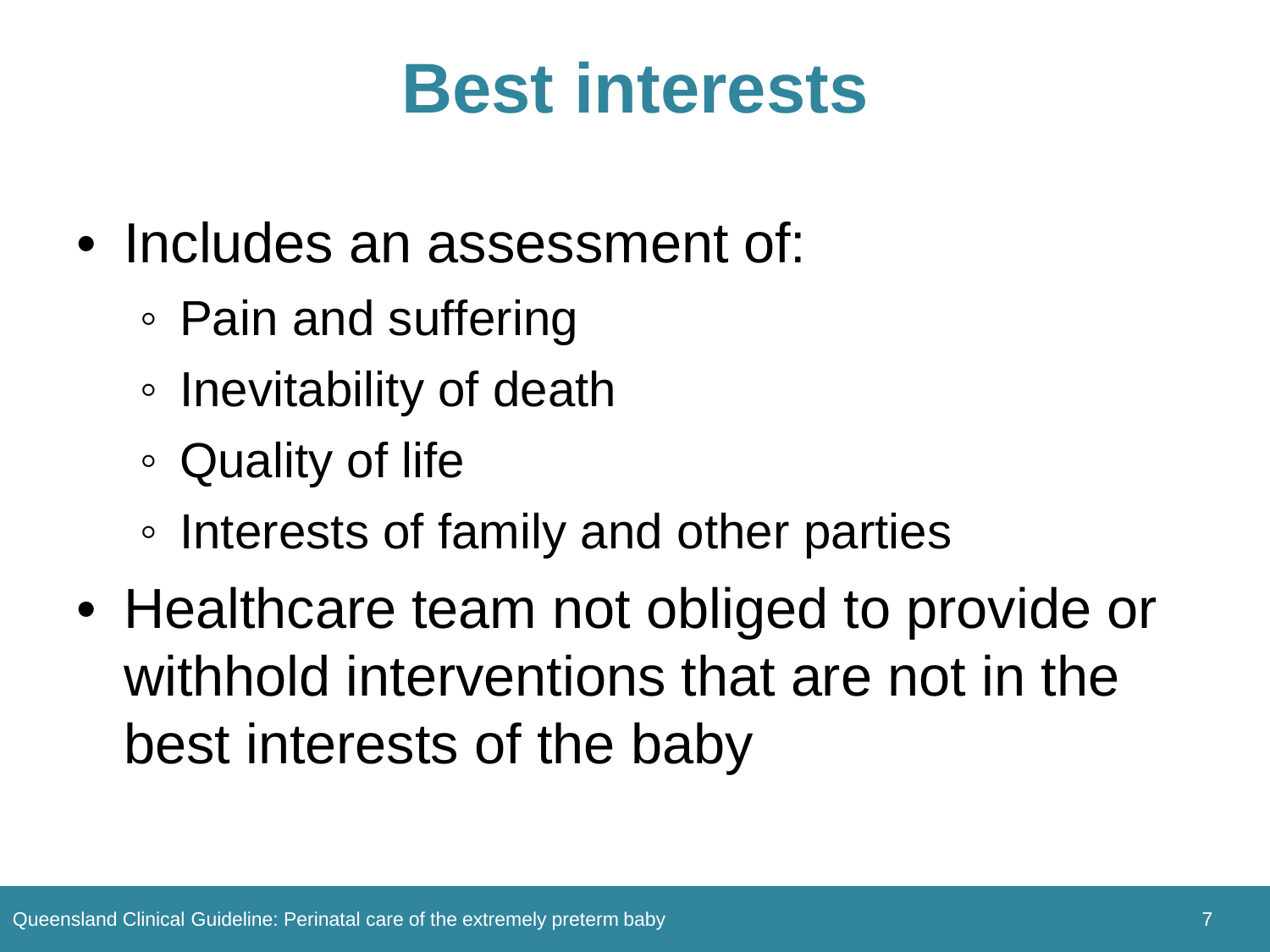# Best interests

- Includes an assessment of:
  - Pain and suffering
  - Inevitability of death
  - Quality of life
  - Interests of family and other parties
- Healthcare team not obliged to provide or withhold interventions that are not in the best interests of the baby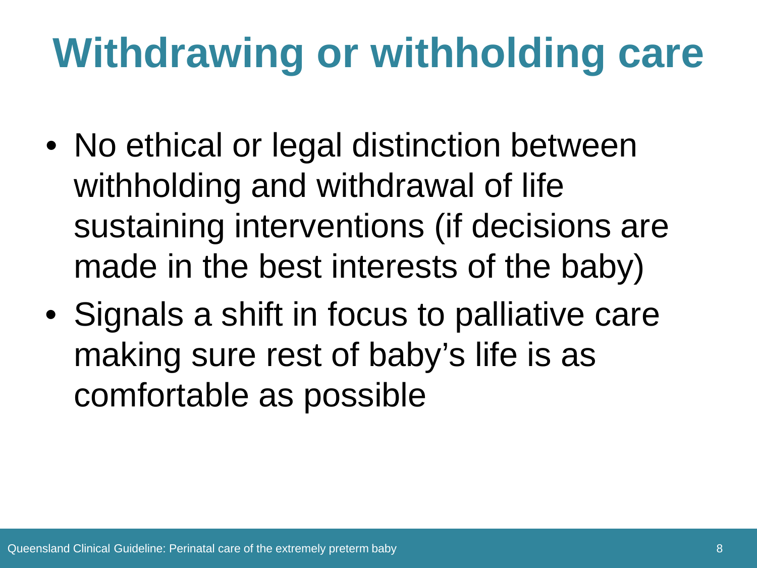# Withdrawing or withholding care

- No ethical or legal distinction between withholding and withdrawal of life sustaining interventions (if decisions are made in the best interests of the baby)
- Signals a shift in focus to palliative care making sure rest of baby's life is as comfortable as possible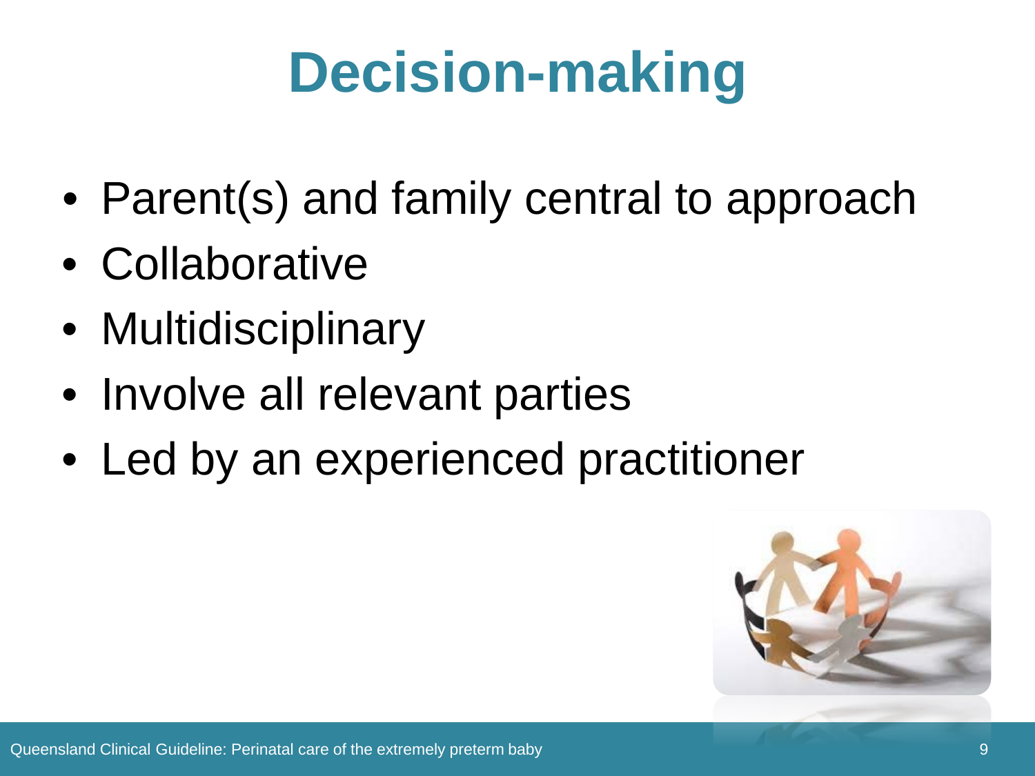# Decision-making

- Parent(s) and family central to approach
- Collaborative
- Multidisciplinary
- Involve all relevant parties
- Led by an experienced practitioner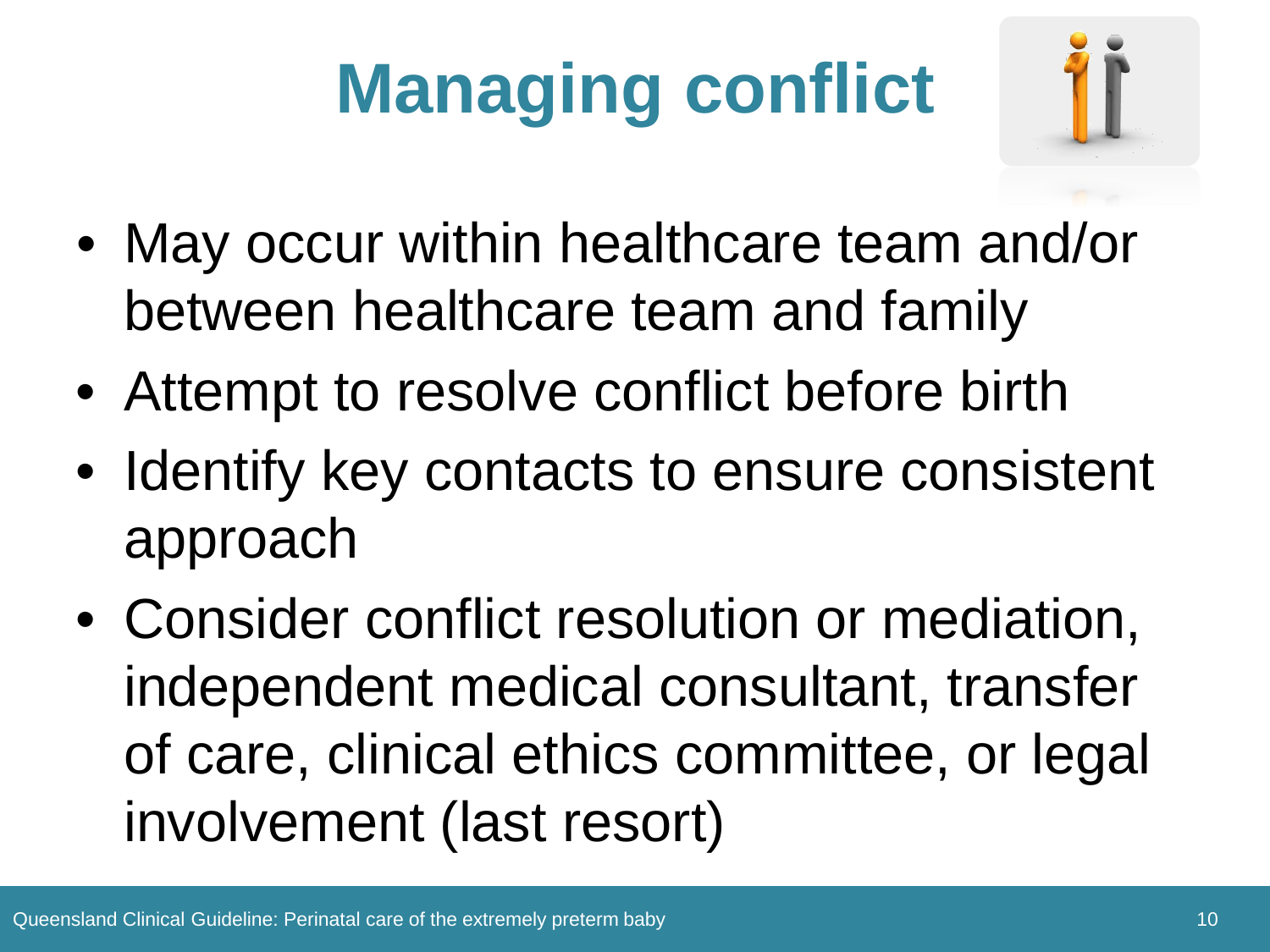# Managing conflict

- May occur within healthcare team and/or between healthcare team and family
- Attempt to resolve conflict before birth
- Identify key contacts to ensure consistent approach
- Consider conflict resolution or mediation, independent medical consultant, transfer of care, clinical ethics committee, or legal involvement (last resort)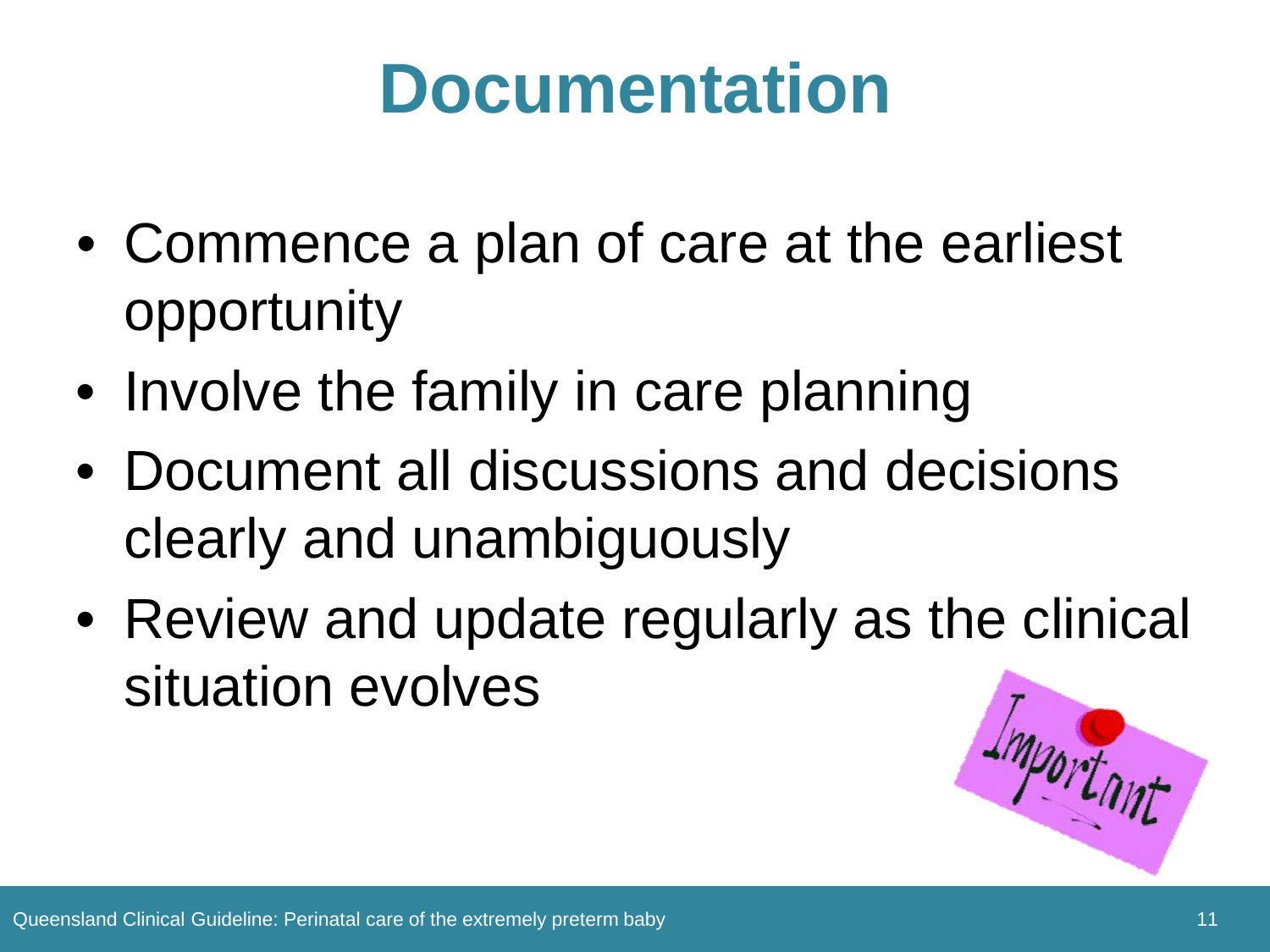# Documentation

- Commence a plan of care at the earliest opportunity
- Involve the family in care planning
- Document all discussions and decisions clearly and unambiguously
- Review and update regularly as the clinical situation evolves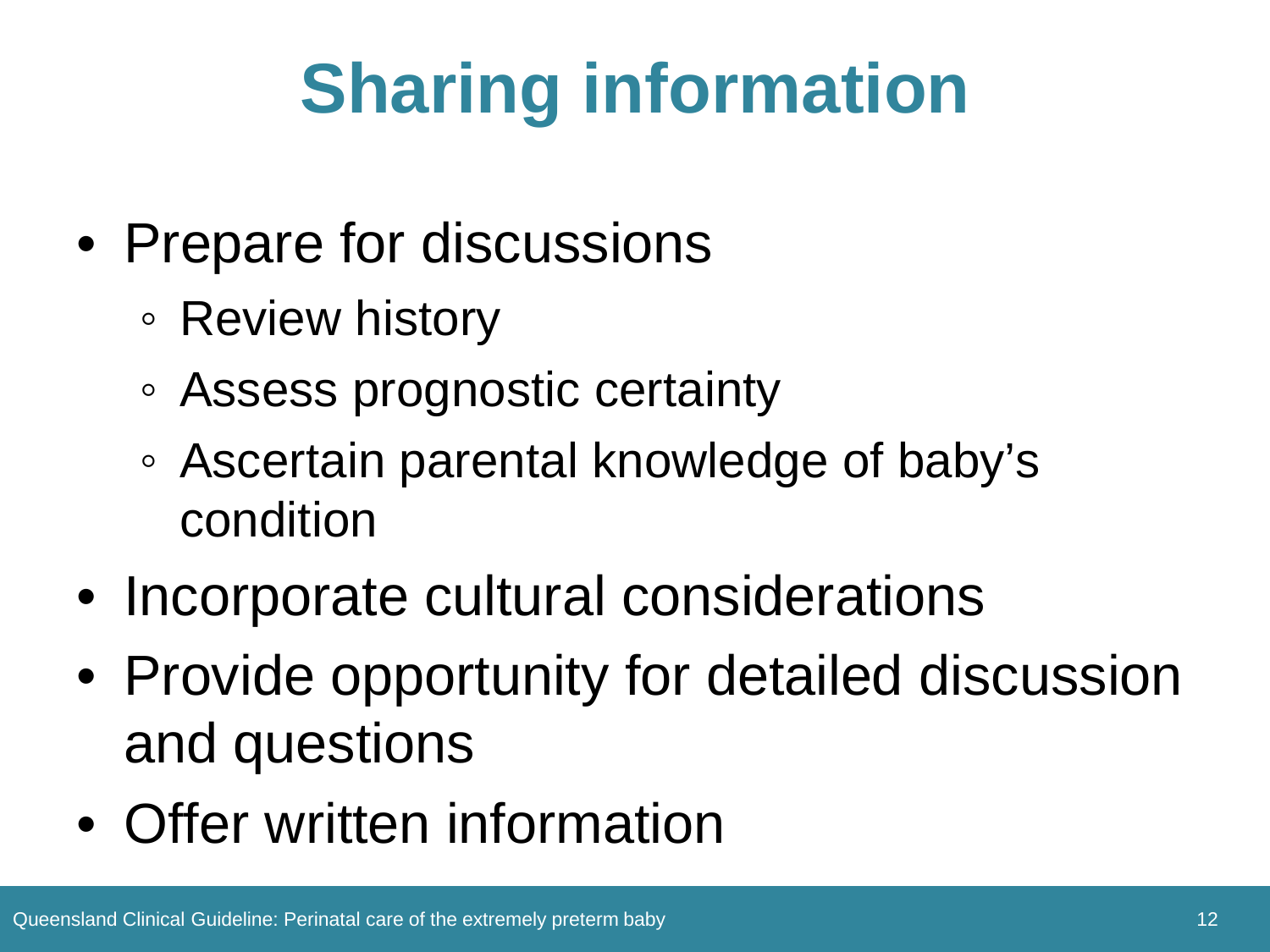# Sharing information

- Prepare for discussions
  - Review history
  - Assess prognostic certainty
  - Ascertain parental knowledge of baby's condition
- Incorporate cultural considerations
- Provide opportunity for detailed discussion and questions
- Offer written information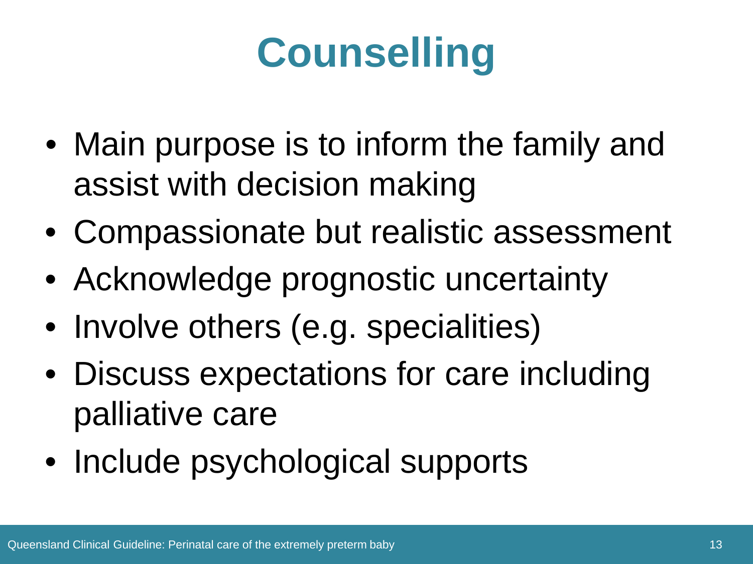# Counselling

- Main purpose is to inform the family and assist with decision making
- Compassionate but realistic assessment
- Acknowledge prognostic uncertainty
- Involve others (e.g. specialities)
- Discuss expectations for care including palliative care
- Include psychological supports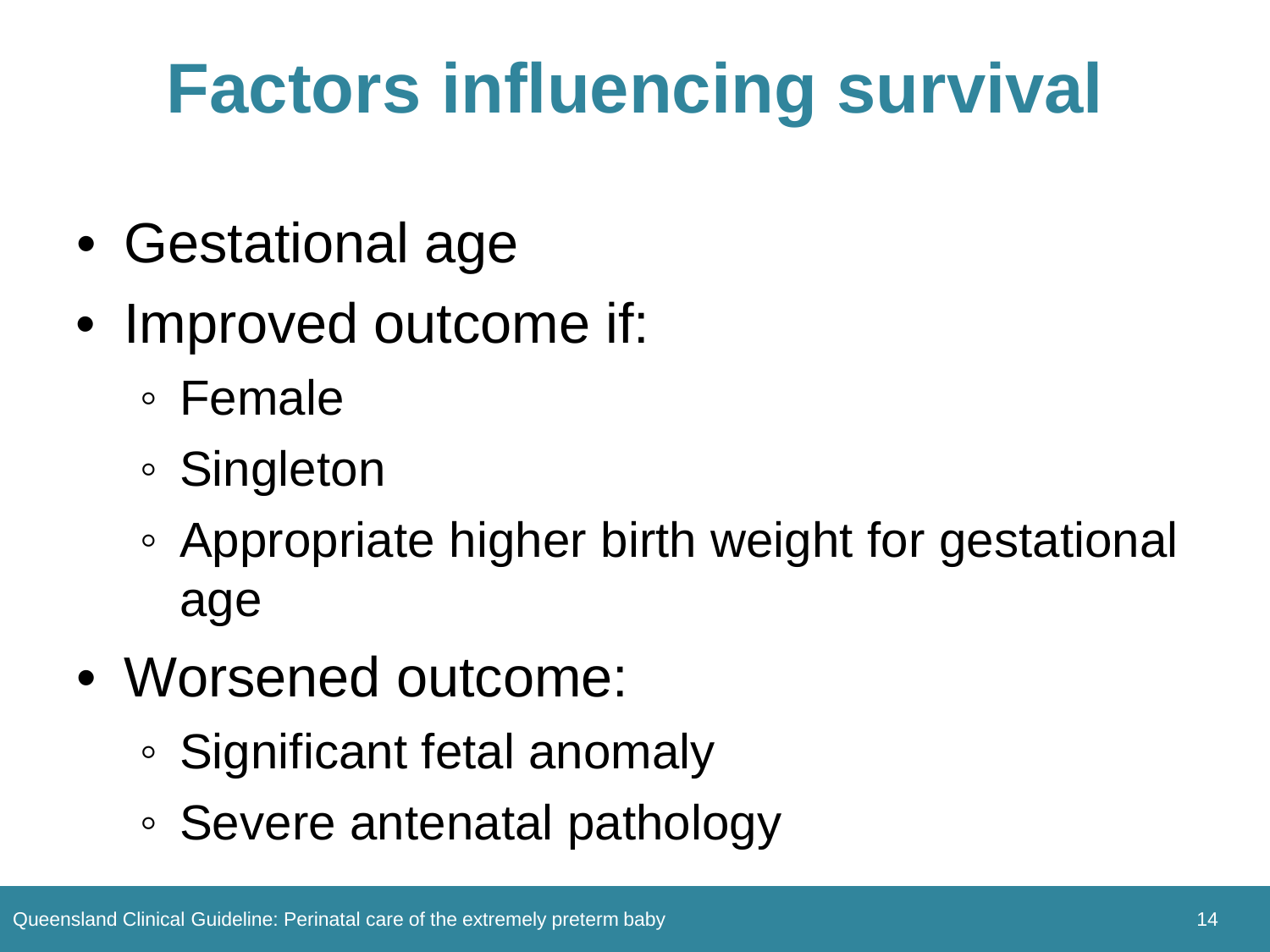# Factors influencing survival

- Gestational age
- Improved outcome if:
  - Female
  - Singleton
  - Appropriate higher birth weight for gestational age
- Worsened outcome:
  - Significant fetal anomaly
  - Severe antenatal pathology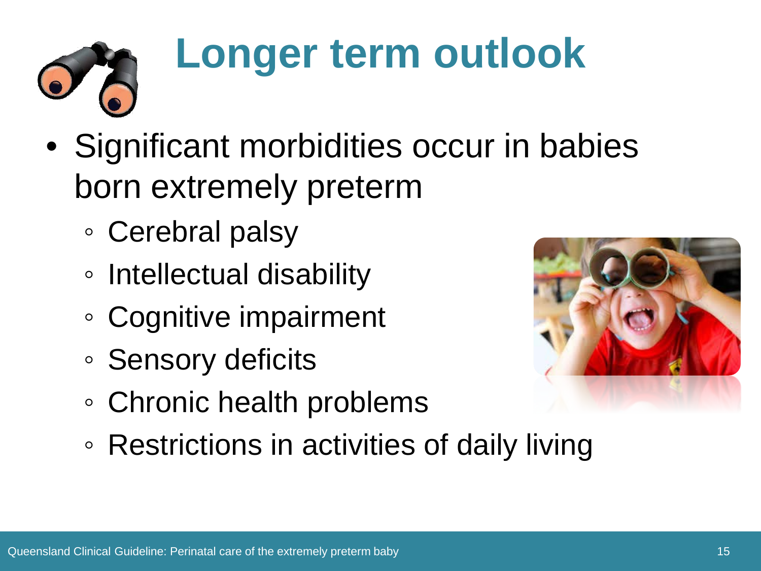# Longer term outlook

- Significant morbidities occur in babies born extremely preterm
  - Cerebral palsy
  - Intellectual disability
  - Cognitive impairment
  - Sensory deficits
  - Chronic health problems
  - Restrictions in activities of daily living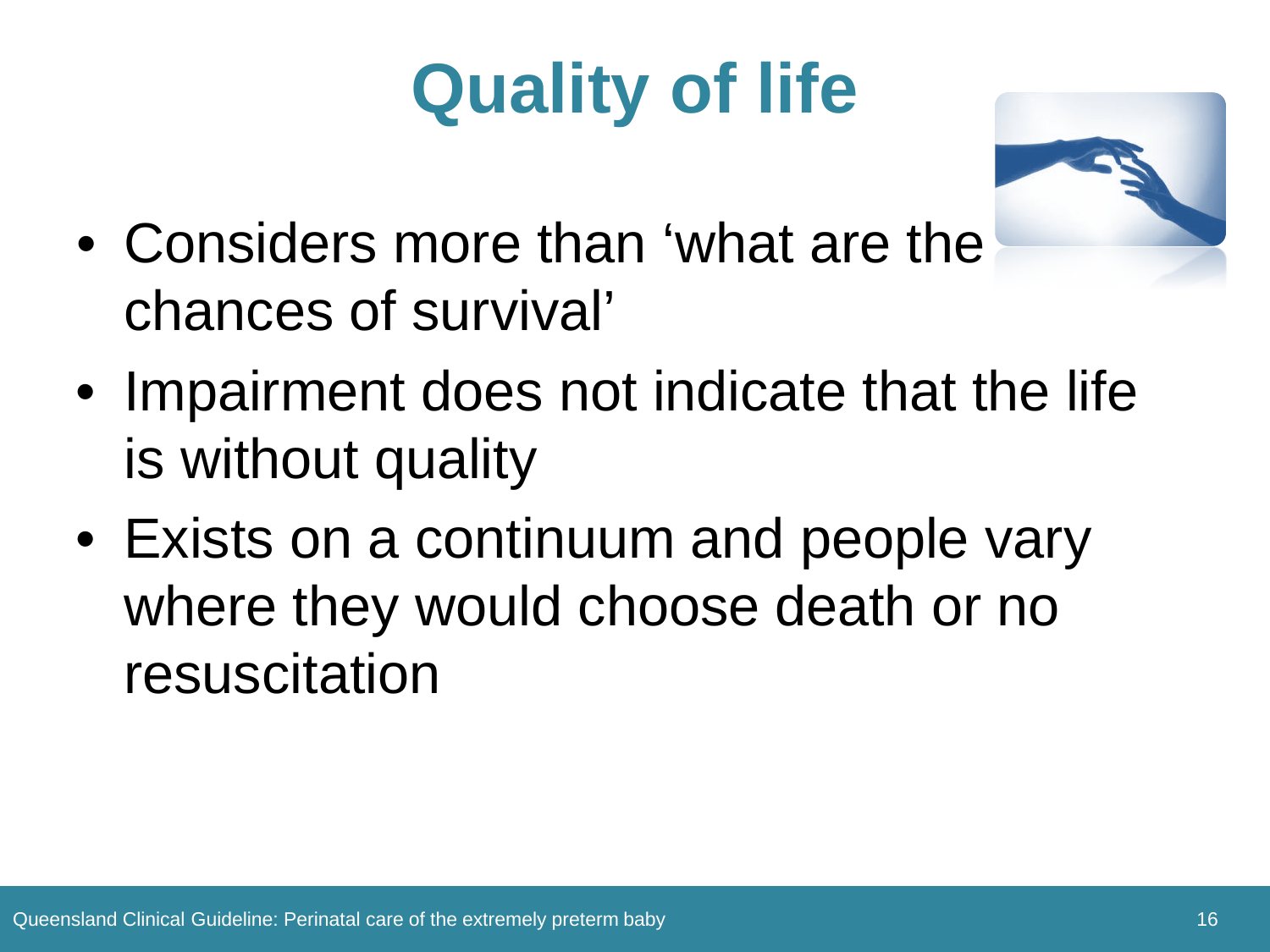# Quality of life

- Considers more than 'what are the chances of survival'
- Impairment does not indicate that the life is without quality
- Exists on a continuum and people vary where they would choose death or no resuscitation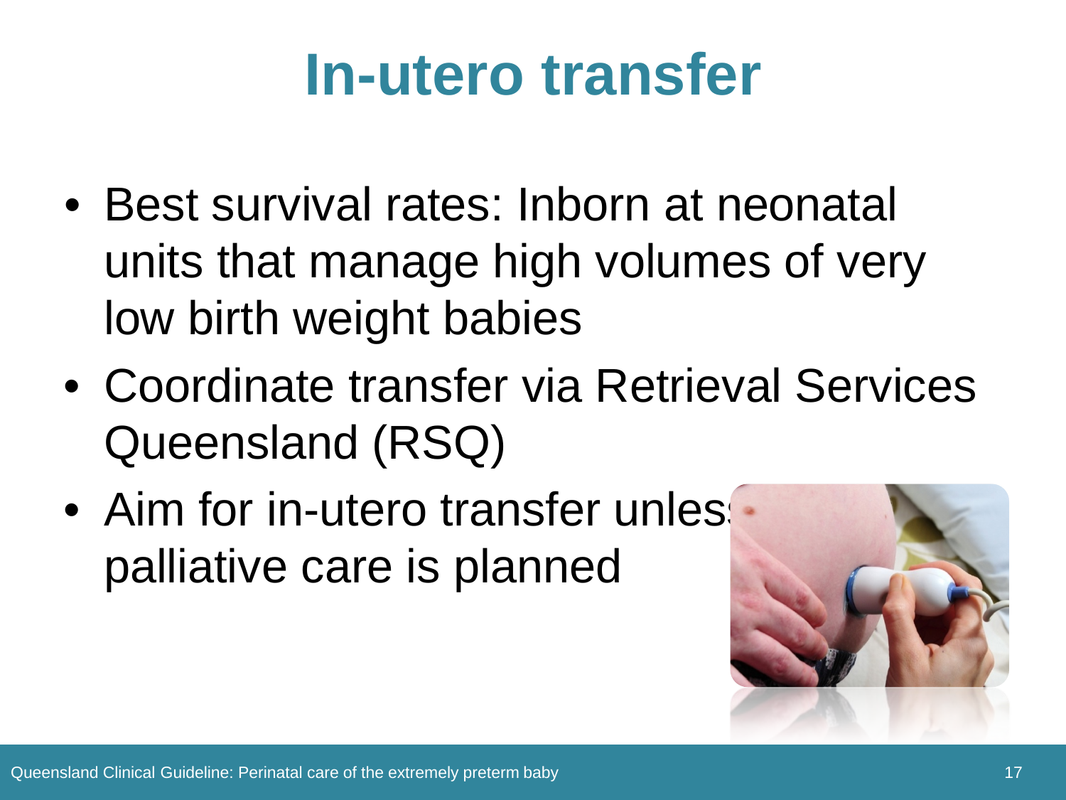# In-utero transfer

- Best survival rates: Inborn at neonatal units that manage high volumes of very low birth weight babies
- Coordinate transfer via Retrieval Services Queensland (RSQ)
- Aim for in-utero transfer unless palliative care is planned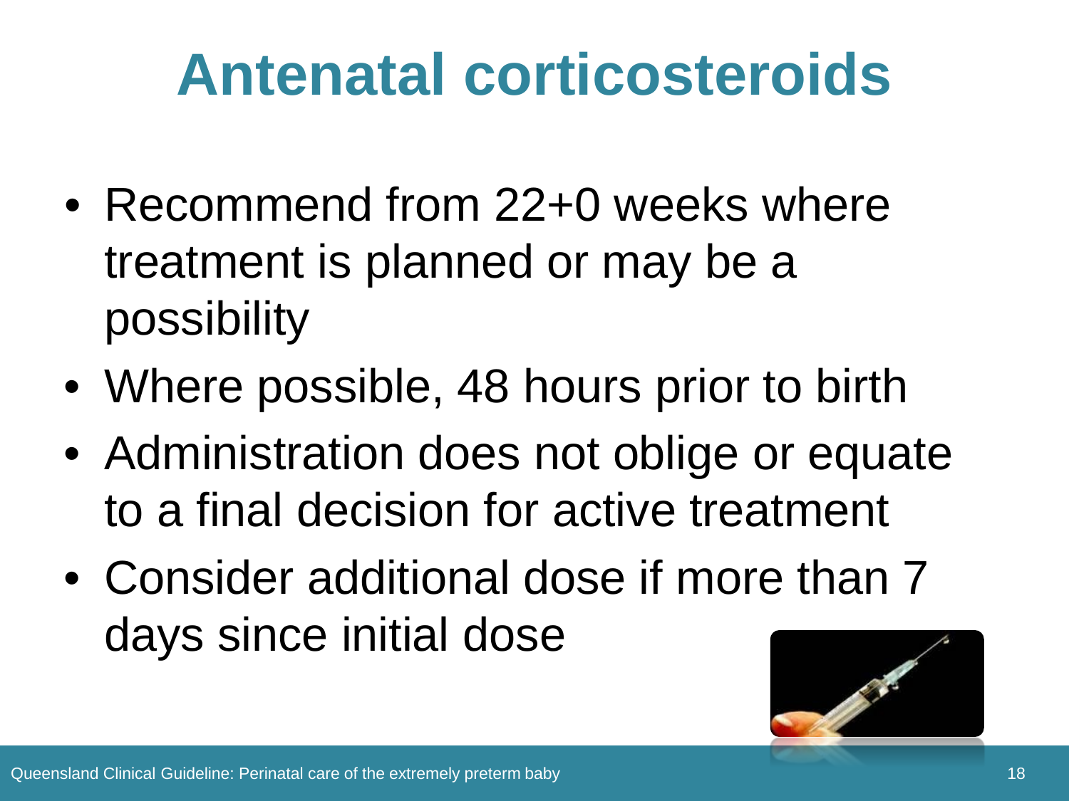# Antenatal corticosteroids

- Recommend from 22+0 weeks where treatment is planned or may be a possibility
- Where possible, 48 hours prior to birth
- Administration does not oblige or equate to a final decision for active treatment
- Consider additional dose if more than 7 days since initial dose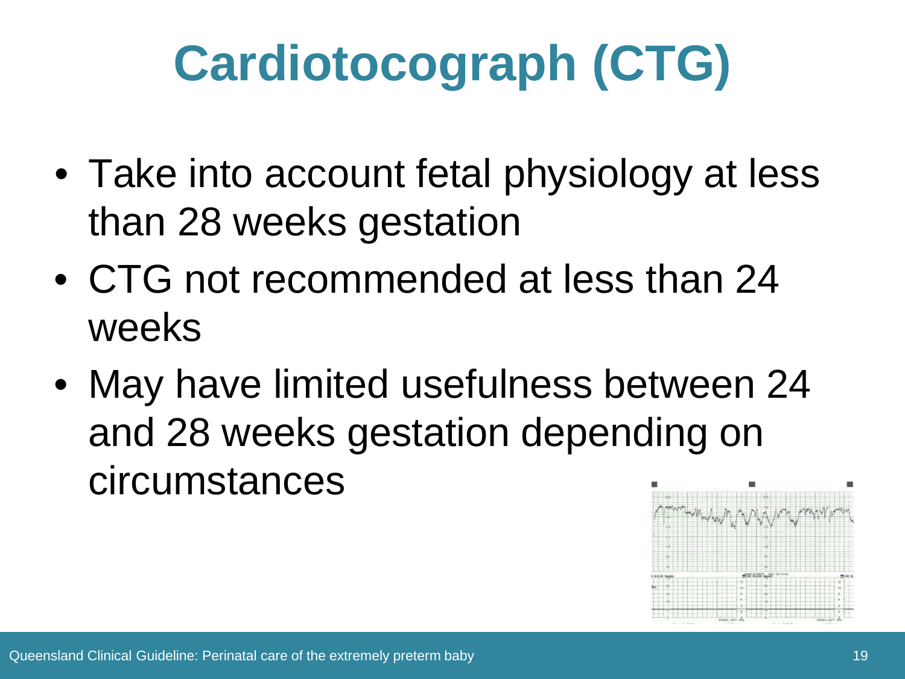# Cardiotocograph (CTG)

- Take into account fetal physiology at less than 28 weeks gestation
- CTG not recommended at less than 24 weeks
- May have limited usefulness between 24 and 28 weeks gestation depending on circumstances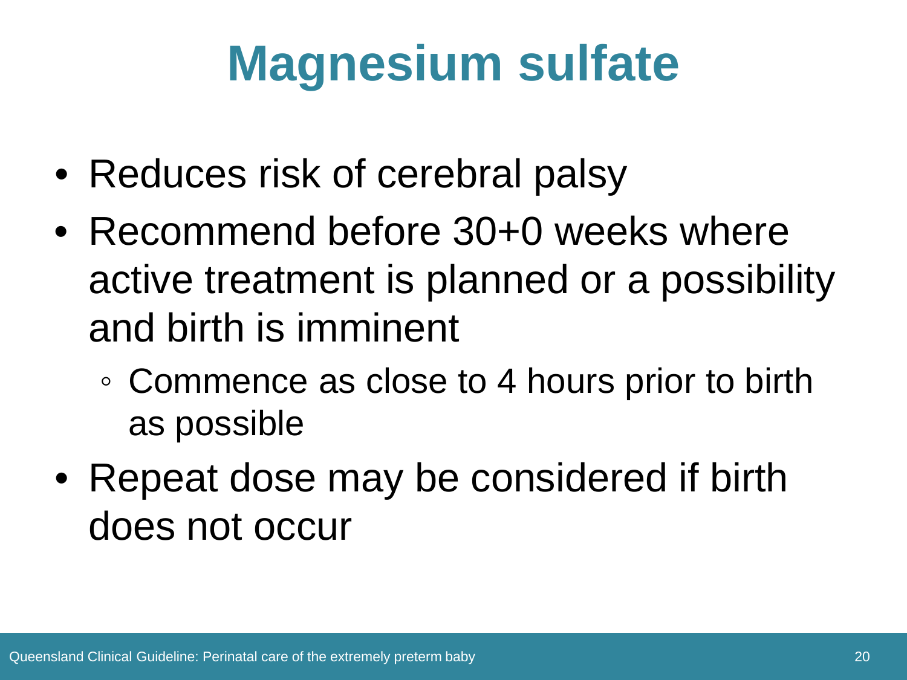# Magnesium sulfate

- Reduces risk of cerebral palsy
- Recommend before 30+0 weeks where active treatment is planned or a possibility and birth is imminent
  - Commence as close to 4 hours prior to birth as possible
- Repeat dose may be considered if birth does not occur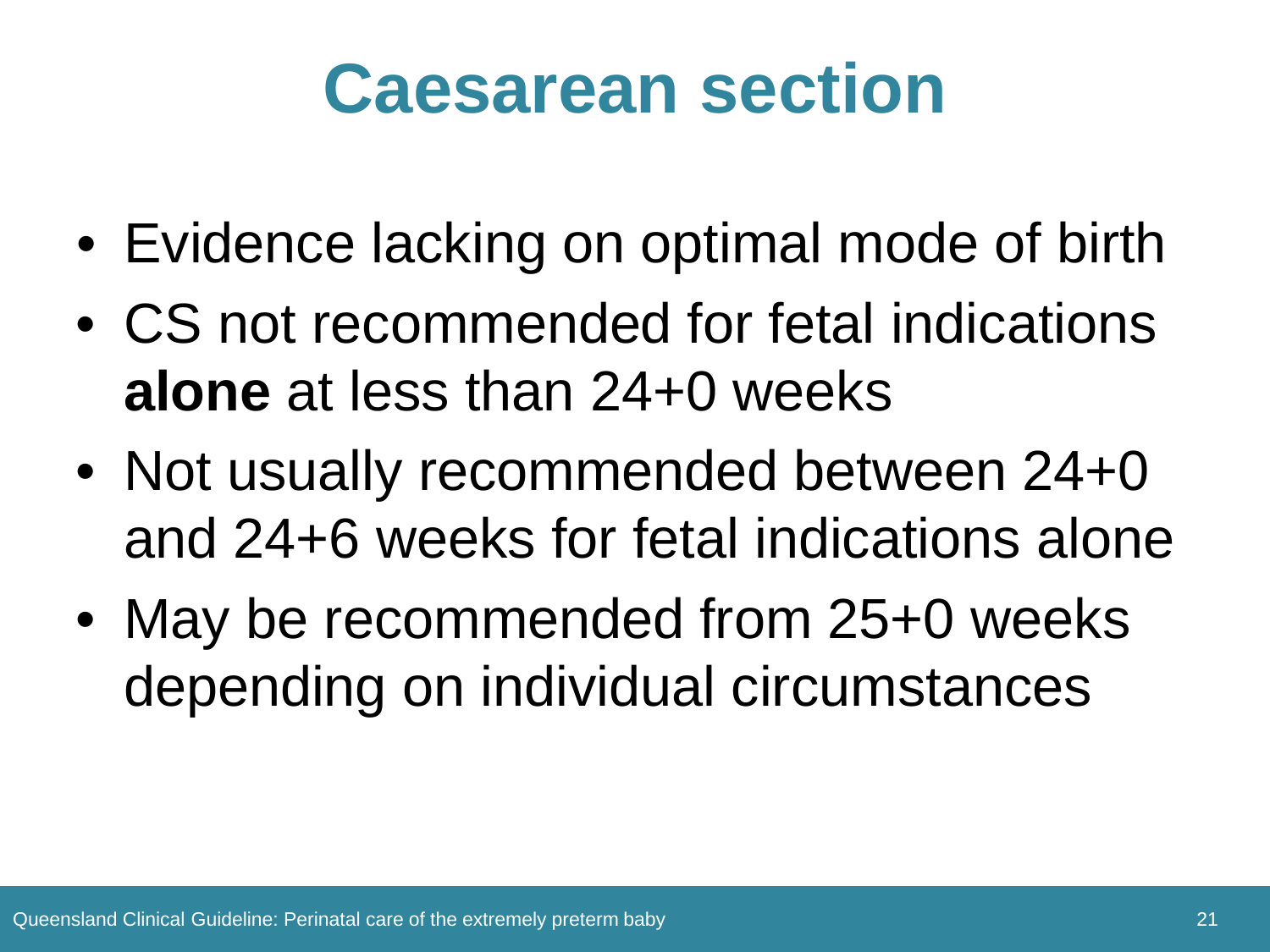# Caesarean section

- Evidence lacking on optimal mode of birth
- CS not recommended for fetal indications **alone** at less than 24+0 weeks
- Not usually recommended between 24+0 and 24+6 weeks for fetal indications alone
- May be recommended from 25+0 weeks depending on individual circumstances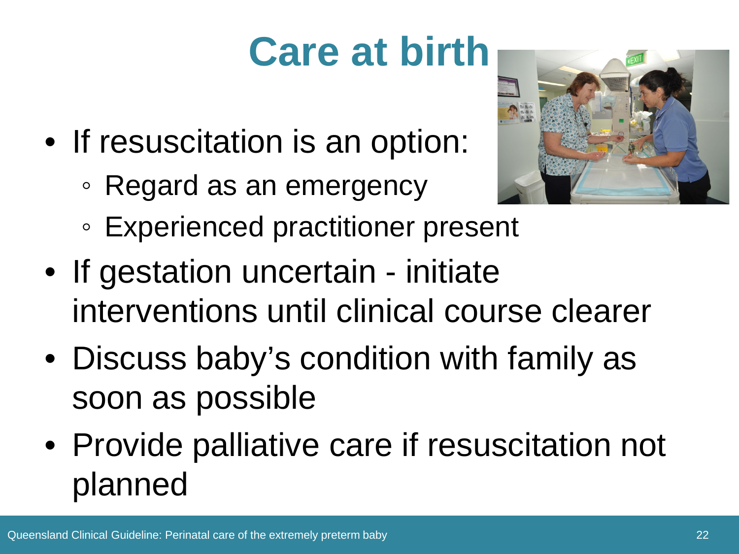# Care at birth

- If resuscitation is an option:
  - Regard as an emergency
  - Experienced practitioner present
- If gestation uncertain - initiate interventions until clinical course clearer
- Discuss baby's condition with family as soon as possible
- Provide palliative care if resuscitation not planned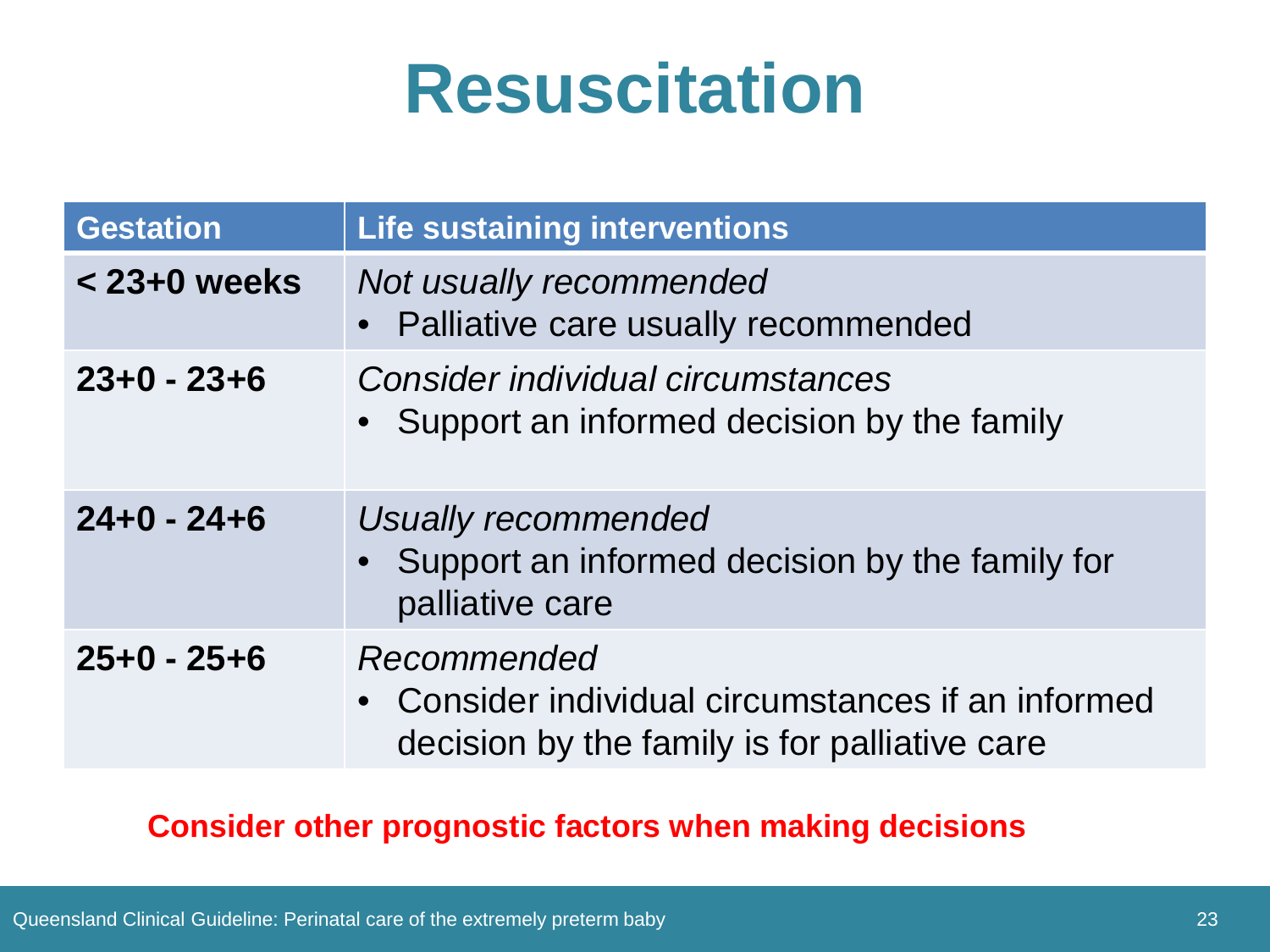# Resuscitation

| Gestation | Life sustaining interventions |
|---|---|
| **< 23+0 weeks** | *Not usually recommended*<br>• Palliative care usually recommended |
| **23+0 - 23+6** | *Consider individual circumstances*<br>• Support an informed decision by the family |
| **24+0 - 24+6** | *Usually recommended*<br>• Support an informed decision by the family for palliative care |
| **25+0 - 25+6** | *Recommended*<br>• Consider individual circumstances if an informed decision by the family is for palliative care |

**Consider other prognostic factors when making decisions**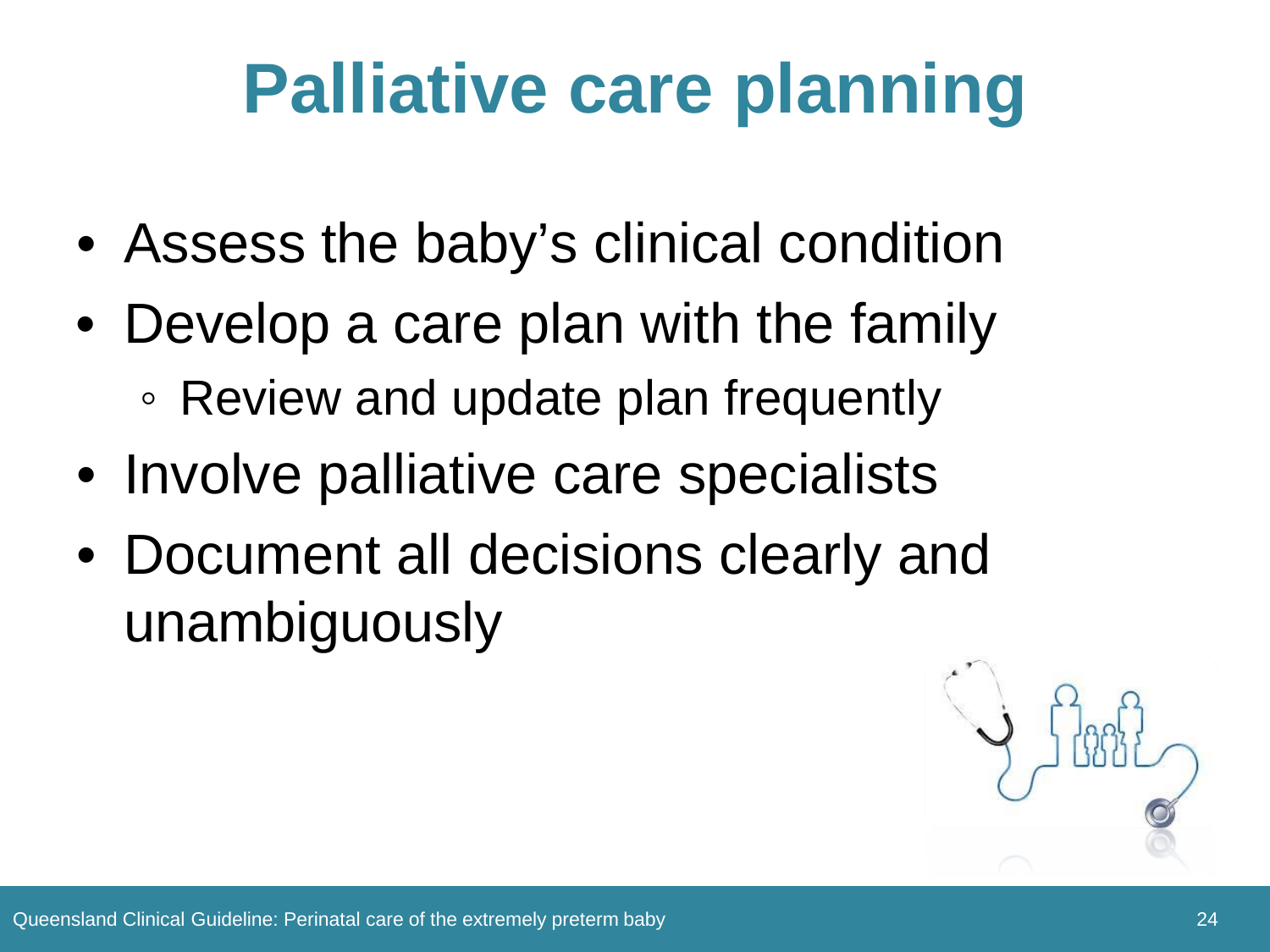# Palliative care planning

- Assess the baby's clinical condition
- Develop a care plan with the family
  - Review and update plan frequently
- Involve palliative care specialists
- Document all decisions clearly and unambiguously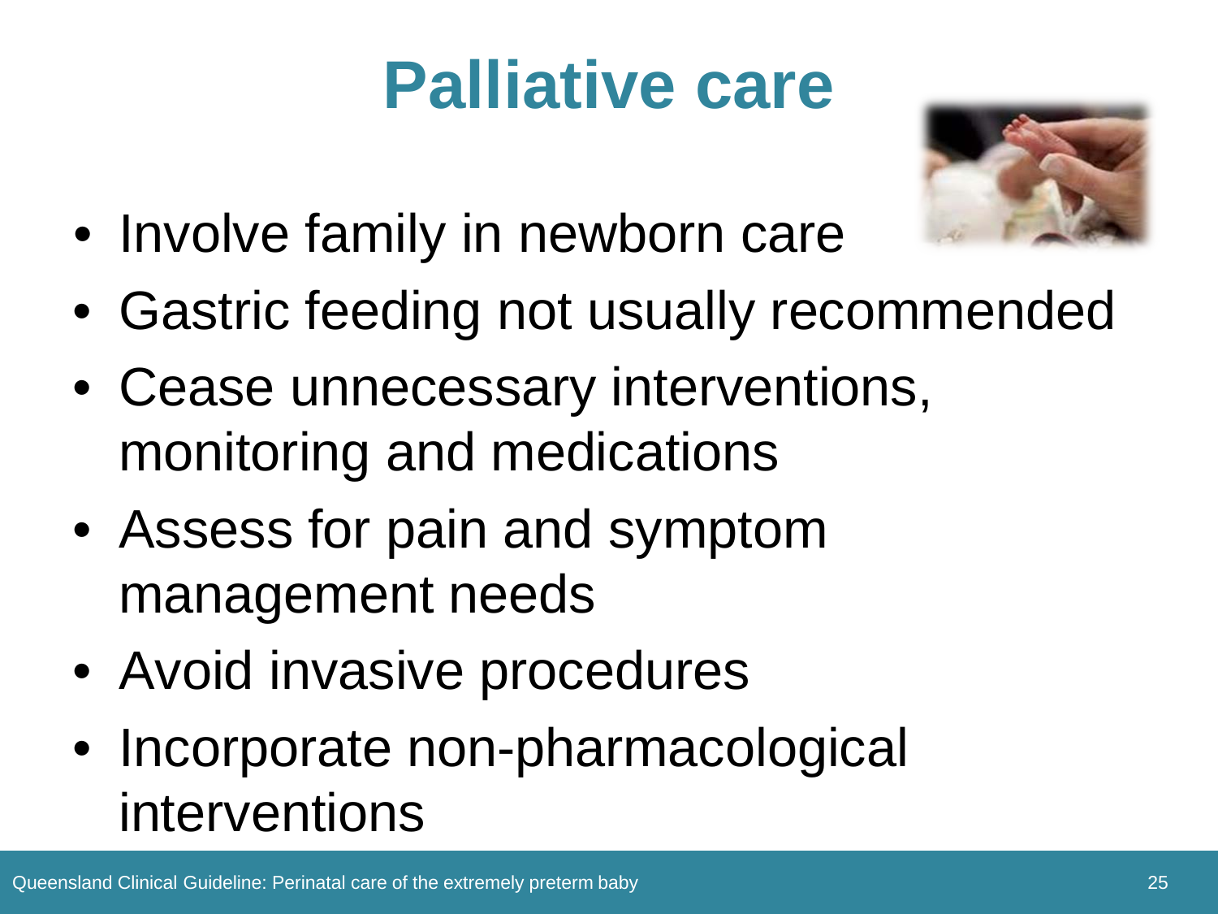# Palliative care

- Involve family in newborn care
- Gastric feeding not usually recommended
- Cease unnecessary interventions, monitoring and medications
- Assess for pain and symptom management needs
- Avoid invasive procedures
- Incorporate non-pharmacological interventions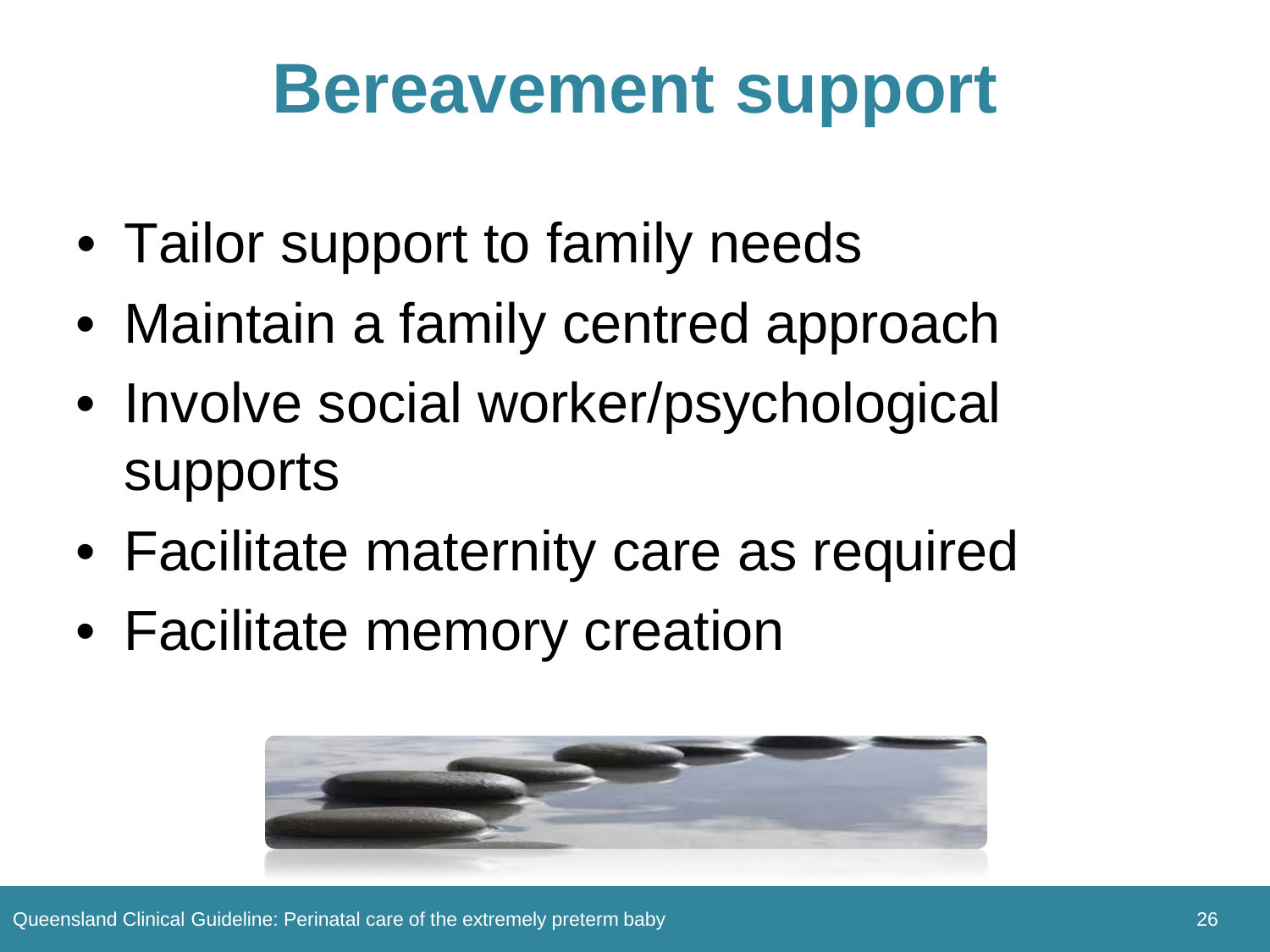# Bereavement support

- Tailor support to family needs
- Maintain a family centred approach
- Involve social worker/psychological supports
- Facilitate maternity care as required
- Facilitate memory creation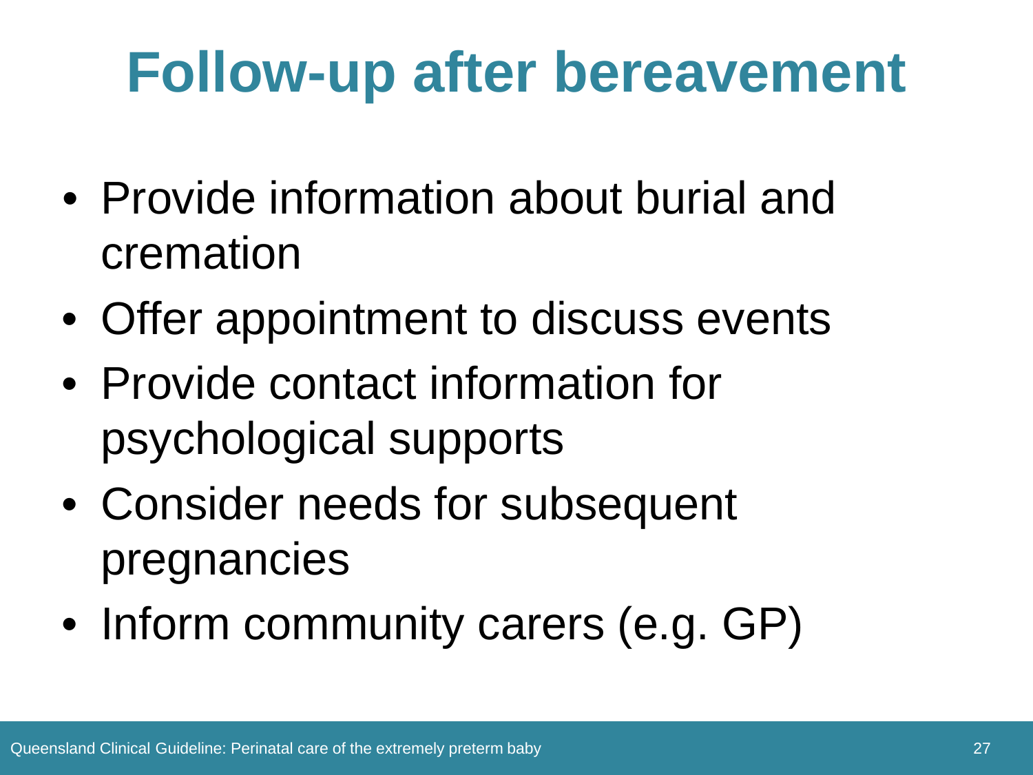# Follow-up after bereavement

- Provide information about burial and cremation
- Offer appointment to discuss events
- Provide contact information for psychological supports
- Consider needs for subsequent pregnancies
- Inform community carers (e.g. GP)